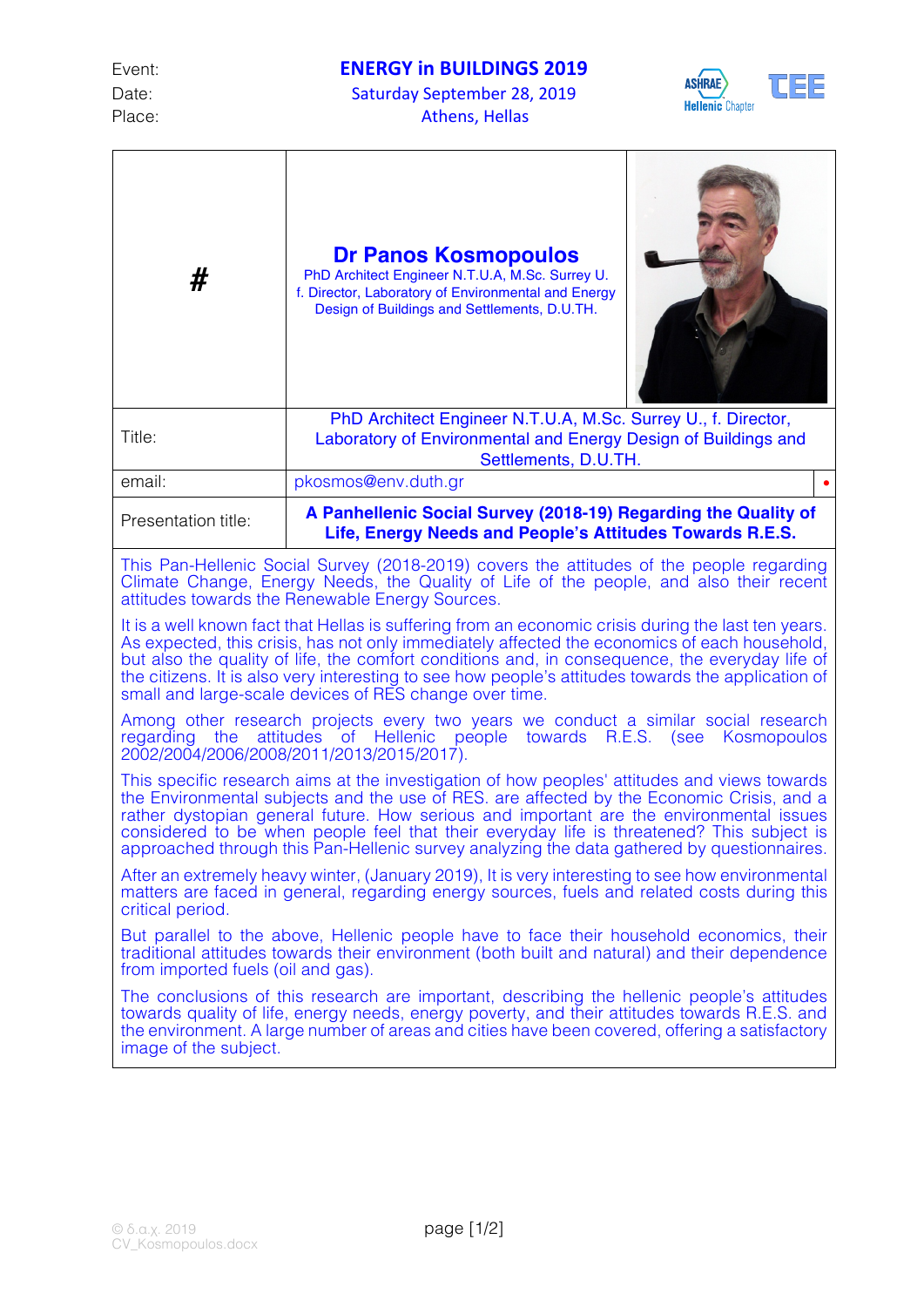| Event: | ENERGY in BUILDINGS 2019 |
|---|---|
| Date: | Saturday September 28, 2019 |
| Place: | Athens, Hellas |

ASHRAE Hellenic Chapter | TEE

| # | **Dr Panos Kosmopoulos**<br>PhD Architect Engineer N.T.U.A, M.Sc. Surrey U.<br>f. Director, Laboratory of Environmental and Energy Design of Buildings and Settlements, D.U.TH. |
|---|---|
| Title: | PhD Architect Engineer N.T.U.A, M.Sc. Surrey U., f. Director, Laboratory of Environmental and Energy Design of Buildings and Settlements, D.U.TH. |
| email: | pkosmos@env.duth.gr |
| Presentation title: | **A Panhellenic Social Survey (2018-19) Regarding the Quality of Life, Energy Needs and People's Attitudes Towards R.E.S.** |

This Pan-Hellenic Social Survey (2018-2019) covers the attitudes of the people regarding Climate Change, Energy Needs, the Quality of Life of the people, and also their recent attitudes towards the Renewable Energy Sources.

It is a well known fact that Hellas is suffering from an economic crisis during the last ten years. As expected, this crisis, has not only immediately affected the economics of each household, but also the quality of life, the comfort conditions and, in consequence, the everyday life of the citizens. It is also very interesting to see how people's attitudes towards the application of small and large-scale devices of RES change over time.

Among other research projects every two years we conduct a similar social research regarding the attitudes of Hellenic people towards R.E.S. (see Kosmopoulos 2002/2004/2006/2008/2011/2013/2015/2017).

This specific research aims at the investigation of how peoples' attitudes and views towards the Environmental subjects and the use of RES. are affected by the Economic Crisis, and a rather dystopian general future. How serious and important are the environmental issues considered to be when people feel that their everyday life is threatened? This subject is approached through this Pan-Hellenic survey analyzing the data gathered by questionnaires.

After an extremely heavy winter, (January 2019), It is very interesting to see how environmental matters are faced in general, regarding energy sources, fuels and related costs during this critical period.

But parallel to the above, Hellenic people have to face their household economics, their traditional attitudes towards their environment (both built and natural) and their dependence from imported fuels (oil and gas).

The conclusions of this research are important, describing the hellenic people's attitudes towards quality of life, energy needs, energy poverty, and their attitudes towards R.E.S. and the environment. A large number of areas and cities have been covered, offering a satisfactory image of the subject.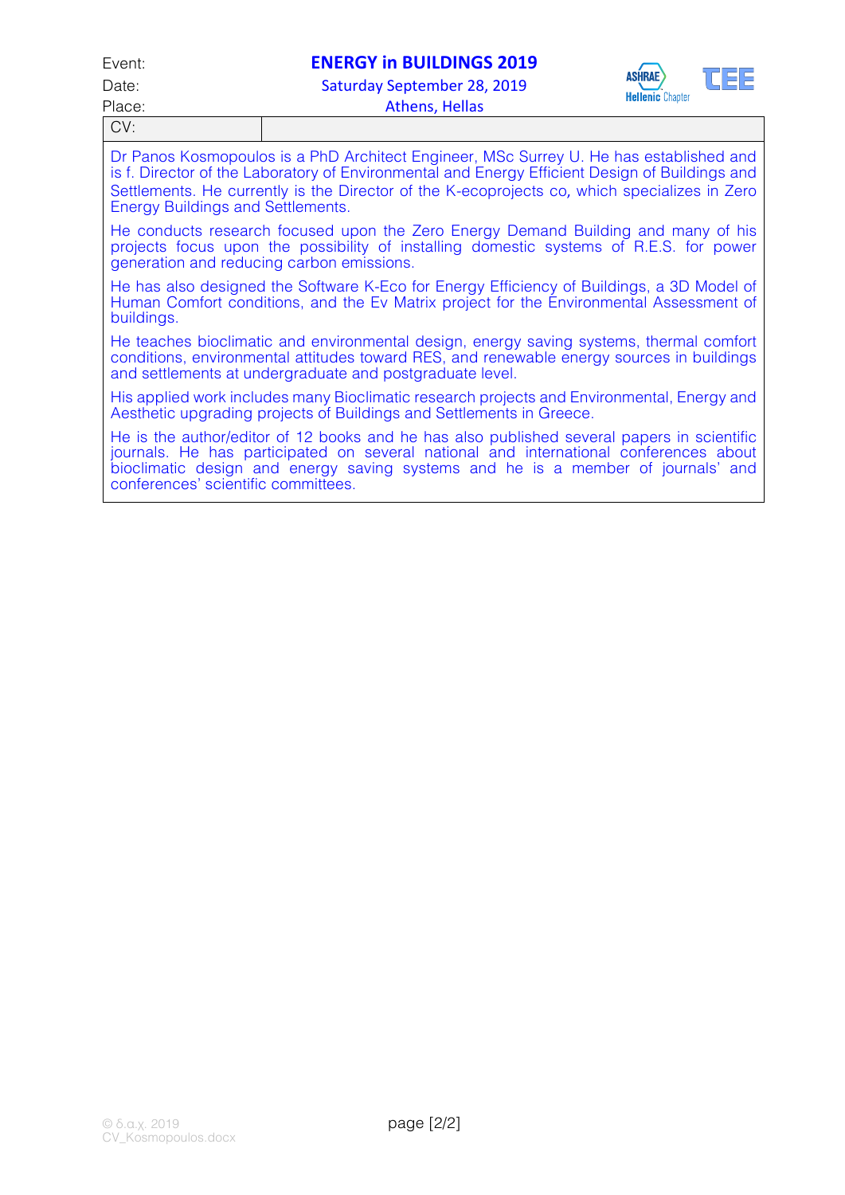| | | |
|---|---|---|
| Event: | **ENERGY in BUILDINGS 2019** | |
| Date: | Saturday September 28, 2019 | |
| Place: | Athens, Hellas | |

| CV: | |
|---|---|

Dr Panos Kosmopoulos is a PhD Architect Engineer, MSc Surrey U. He has established and is f. Director of the Laboratory of Environmental and Energy Efficient Design of Buildings and Settlements. He currently is the Director of the K-ecoprojects co, which specializes in Zero Energy Buildings and Settlements.

He conducts research focused upon the Zero Energy Demand Building and many of his projects focus upon the possibility of installing domestic systems of R.E.S. for power generation and reducing carbon emissions.

He has also designed the Software K-Eco for Energy Efficiency of Buildings, a 3D Model of Human Comfort conditions, and the Ev Matrix project for the Environmental Assessment of buildings.

He teaches bioclimatic and environmental design, energy saving systems, thermal comfort conditions, environmental attitudes toward RES, and renewable energy sources in buildings and settlements at undergraduate and postgraduate level.

His applied work includes many Bioclimatic research projects and Environmental, Energy and Aesthetic upgrading projects of Buildings and Settlements in Greece.

He is the author/editor of 12 books and he has also published several papers in scientific journals. He has participated on several national and international conferences about bioclimatic design and energy saving systems and he is a member of journals' and conferences' scientific committees.